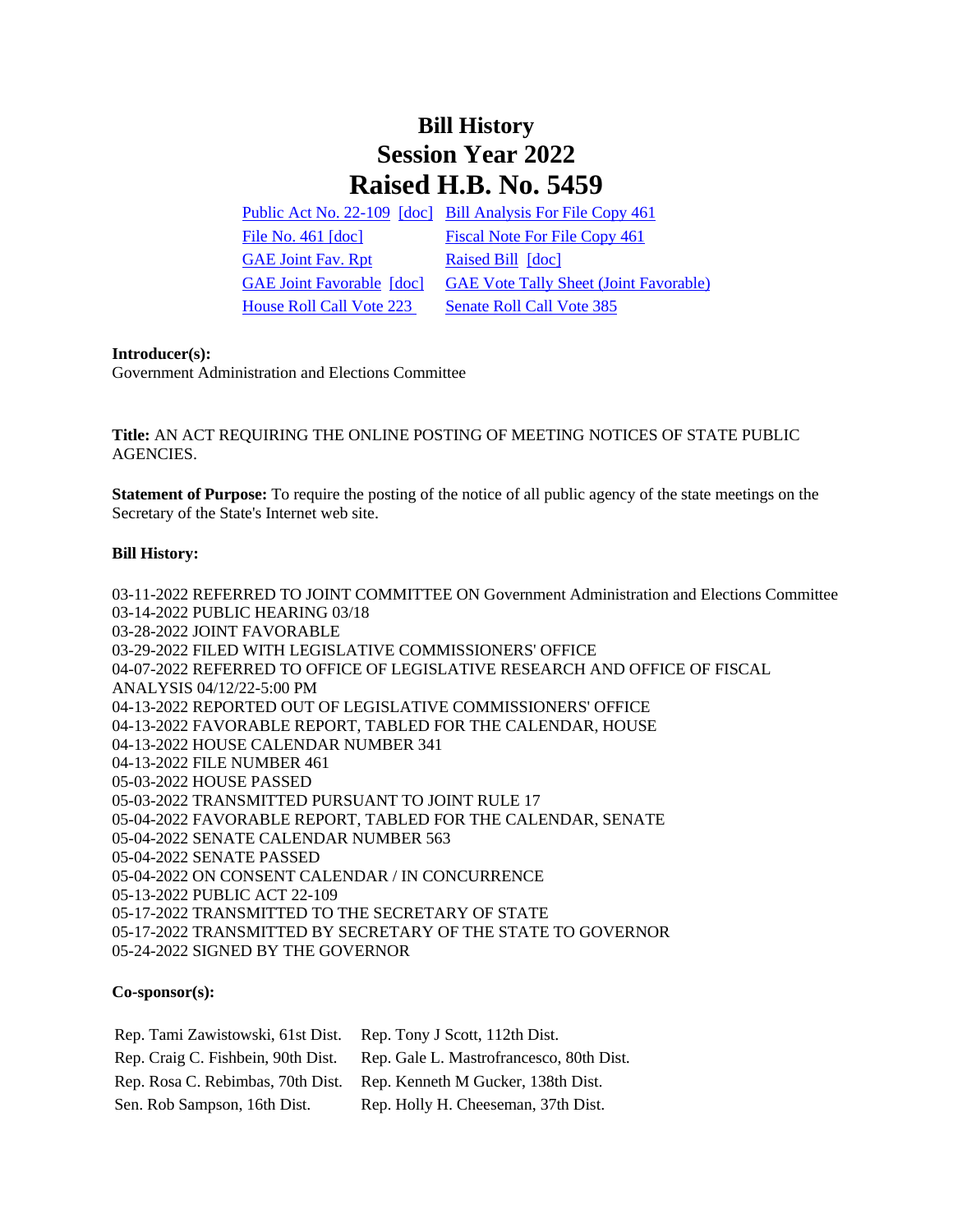# Bill History
# Session Year 2022
# Raised H.B. No. 5459

| | |
|---|---|
| Public Act No. 22-109 [doc] | Bill Analysis For File Copy 461 |
| File No. 461 [doc] | Fiscal Note For File Copy 461 |
| GAE Joint Fav. Rpt | Raised Bill [doc] |
| GAE Joint Favorable [doc] | GAE Vote Tally Sheet (Joint Favorable) |
| House Roll Call Vote 223 | Senate Roll Call Vote 385 |

**Introducer(s):**
Government Administration and Elections Committee

**Title:** AN ACT REQUIRING THE ONLINE POSTING OF MEETING NOTICES OF STATE PUBLIC AGENCIES.

**Statement of Purpose:** To require the posting of the notice of all public agency of the state meetings on the Secretary of the State's Internet web site.

**Bill History:**

03-11-2022 REFERRED TO JOINT COMMITTEE ON Government Administration and Elections Committee
03-14-2022 PUBLIC HEARING 03/18
03-28-2022 JOINT FAVORABLE
03-29-2022 FILED WITH LEGISLATIVE COMMISSIONERS' OFFICE
04-07-2022 REFERRED TO OFFICE OF LEGISLATIVE RESEARCH AND OFFICE OF FISCAL ANALYSIS 04/12/22-5:00 PM
04-13-2022 REPORTED OUT OF LEGISLATIVE COMMISSIONERS' OFFICE
04-13-2022 FAVORABLE REPORT, TABLED FOR THE CALENDAR, HOUSE
04-13-2022 HOUSE CALENDAR NUMBER 341
04-13-2022 FILE NUMBER 461
05-03-2022 HOUSE PASSED
05-03-2022 TRANSMITTED PURSUANT TO JOINT RULE 17
05-04-2022 FAVORABLE REPORT, TABLED FOR THE CALENDAR, SENATE
05-04-2022 SENATE CALENDAR NUMBER 563
05-04-2022 SENATE PASSED
05-04-2022 ON CONSENT CALENDAR / IN CONCURRENCE
05-13-2022 PUBLIC ACT 22-109
05-17-2022 TRANSMITTED TO THE SECRETARY OF STATE
05-17-2022 TRANSMITTED BY SECRETARY OF THE STATE TO GOVERNOR
05-24-2022 SIGNED BY THE GOVERNOR

**Co-sponsor(s):**

| | |
|---|---|
| Rep. Tami Zawistowski, 61st Dist. | Rep. Tony J Scott, 112th Dist. |
| Rep. Craig C. Fishbein, 90th Dist. | Rep. Gale L. Mastrofrancesco, 80th Dist. |
| Rep. Rosa C. Rebimbas, 70th Dist. | Rep. Kenneth M Gucker, 138th Dist. |
| Sen. Rob Sampson, 16th Dist. | Rep. Holly H. Cheeseman, 37th Dist. |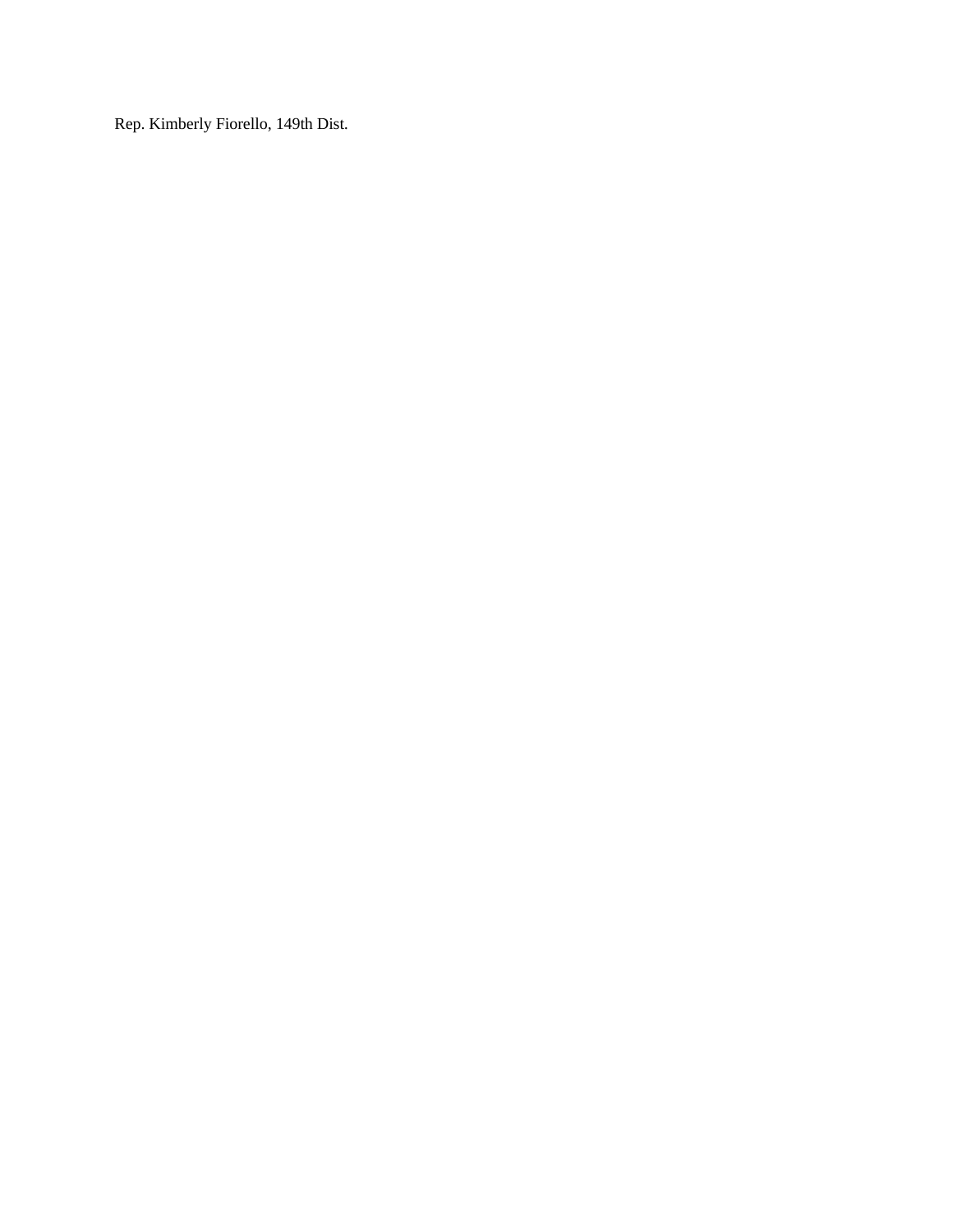Rep. Kimberly Fiorello, 149th Dist.